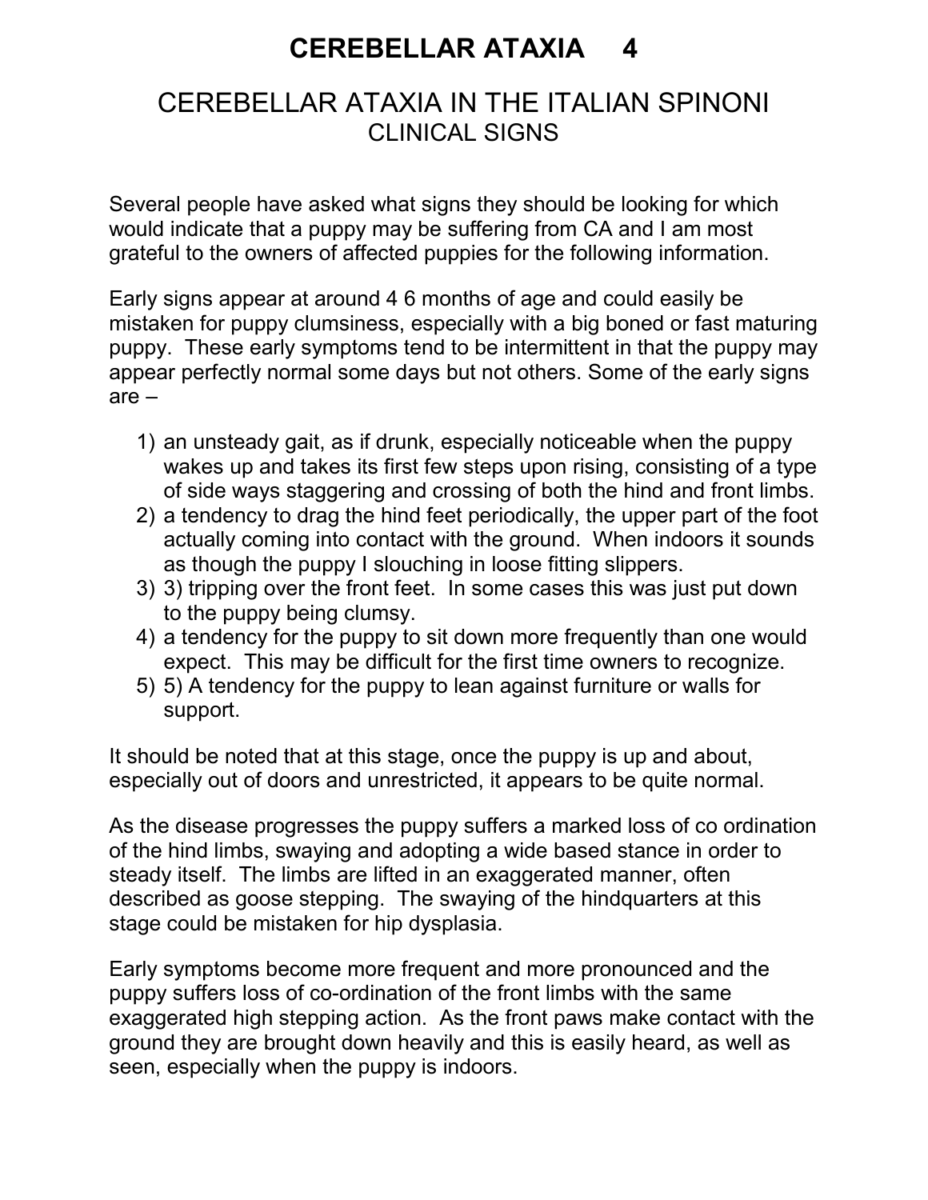# CEREBELLAR ATAXIA 4

## CEREBELLAR ATAXIA IN THE ITALIAN SPINONI

### CLINICAL SIGNS

Several people have asked what signs they should be looking for which would indicate that a puppy may be suffering from CA and I am most grateful to the owners of affected puppies for the following information.

Early signs appear at around 4 6 months of age and could easily be mistaken for puppy clumsiness, especially with a big boned or fast maturing puppy. These early symptoms tend to be intermittent in that the puppy may appear perfectly normal some days but not others. Some of the early signs are –

1) an unsteady gait, as if drunk, especially noticeable when the puppy wakes up and takes its first few steps upon rising, consisting of a type of side ways staggering and crossing of both the hind and front limbs.
2) a tendency to drag the hind feet periodically, the upper part of the foot actually coming into contact with the ground. When indoors it sounds as though the puppy I slouching in loose fitting slippers.
3) 3) tripping over the front feet. In some cases this was just put down to the puppy being clumsy.
4) a tendency for the puppy to sit down more frequently than one would expect. This may be difficult for the first time owners to recognize.
5) 5) A tendency for the puppy to lean against furniture or walls for support.

It should be noted that at this stage, once the puppy is up and about, especially out of doors and unrestricted, it appears to be quite normal.

As the disease progresses the puppy suffers a marked loss of co ordination of the hind limbs, swaying and adopting a wide based stance in order to steady itself. The limbs are lifted in an exaggerated manner, often described as goose stepping. The swaying of the hindquarters at this stage could be mistaken for hip dysplasia.

Early symptoms become more frequent and more pronounced and the puppy suffers loss of co-ordination of the front limbs with the same exaggerated high stepping action. As the front paws make contact with the ground they are brought down heavily and this is easily heard, as well as seen, especially when the puppy is indoors.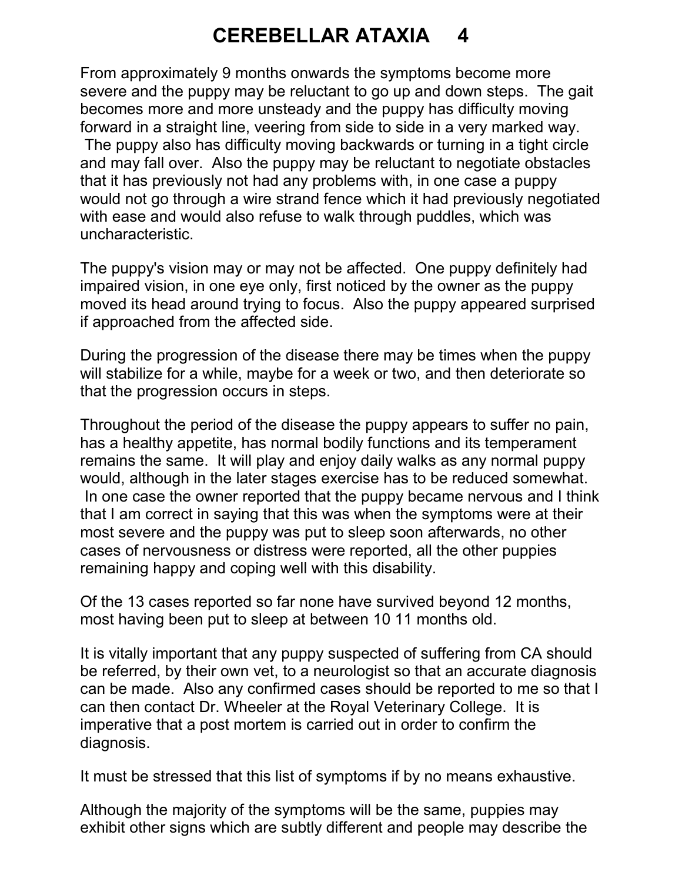From approximately 9 months onwards the symptoms become more severe and the puppy may be reluctant to go up and down steps. The gait becomes more and more unsteady and the puppy has difficulty moving forward in a straight line, veering from side to side in a very marked way. The puppy also has difficulty moving backwards or turning in a tight circle and may fall over. Also the puppy may be reluctant to negotiate obstacles that it has previously not had any problems with, in one case a puppy would not go through a wire strand fence which it had previously negotiated with ease and would also refuse to walk through puddles, which was uncharacteristic.

The puppy's vision may or may not be affected. One puppy definitely had impaired vision, in one eye only, first noticed by the owner as the puppy moved its head around trying to focus. Also the puppy appeared surprised if approached from the affected side.

During the progression of the disease there may be times when the puppy will stabilize for a while, maybe for a week or two, and then deteriorate so that the progression occurs in steps.

Throughout the period of the disease the puppy appears to suffer no pain, has a healthy appetite, has normal bodily functions and its temperament remains the same. It will play and enjoy daily walks as any normal puppy would, although in the later stages exercise has to be reduced somewhat. In one case the owner reported that the puppy became nervous and I think that I am correct in saying that this was when the symptoms were at their most severe and the puppy was put to sleep soon afterwards, no other cases of nervousness or distress were reported, all the other puppies remaining happy and coping well with this disability.

Of the 13 cases reported so far none have survived beyond 12 months, most having been put to sleep at between 10 11 months old.

It is vitally important that any puppy suspected of suffering from CA should be referred, by their own vet, to a neurologist so that an accurate diagnosis can be made. Also any confirmed cases should be reported to me so that I can then contact Dr. Wheeler at the Royal Veterinary College. It is imperative that a post mortem is carried out in order to confirm the diagnosis.

It must be stressed that this list of symptoms if by no means exhaustive.

Although the majority of the symptoms will be the same, puppies may exhibit other signs which are subtly different and people may describe the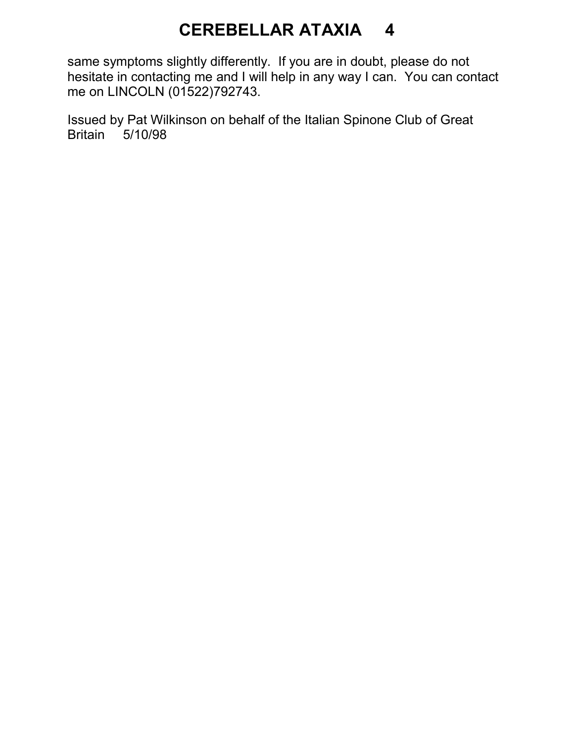same symptoms slightly differently. If you are in doubt, please do not hesitate in contacting me and I will help in any way I can. You can contact me on LINCOLN (01522)792743.

Issued by Pat Wilkinson on behalf of the Italian Spinone Club of Great Britain 5/10/98